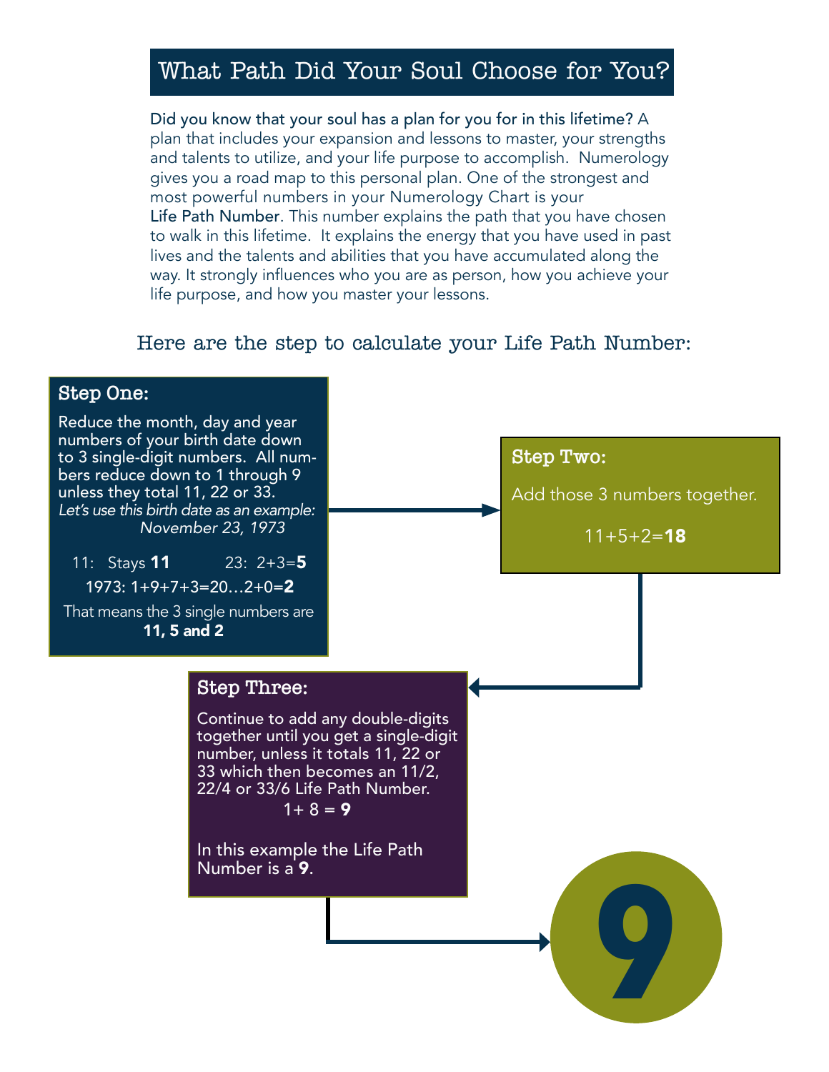# What Path Did Your Soul Choose for You?

Did you know that your soul has a plan for you for in this lifetime? A plan that includes your expansion and lessons to master, your strengths and talents to utilize, and your life purpose to accomplish. Numerology gives you a road map to this personal plan. One of the strongest and most powerful numbers in your Numerology Chart is your Life Path Number. This number explains the path that you have chosen to walk in this lifetime. It explains the energy that you have used in past lives and the talents and abilities that you have accumulated along the way. It strongly influences who you are as person, how you achieve your life purpose, and how you master your lessons.

## Here are the step to calculate your Life Path Number:

### Step One:

Reduce the month, day and year numbers of your birth date down to 3 single-digit numbers. All numbers reduce down to 1 through 9 unless they total 11, 22 or 33.

*Let's use this birth date as an example:*
*November 23, 1973*

11: Stays **11**

23: 2+3=**5**

1973: 1+9+7+3=20…2+0=**2**

That means the 3 single numbers are **11, 5 and 2**

### Step Two:

Add those 3 numbers together.

11+5+2=**18**

### Step Three:

Continue to add any double-digits together until you get a single-digit number, unless it totals 11, 22 or 33 which then becomes an 11/2, 22/4 or 33/6 Life Path Number.

1+ 8 = **9**

In this example the Life Path Number is a **9**.

**9**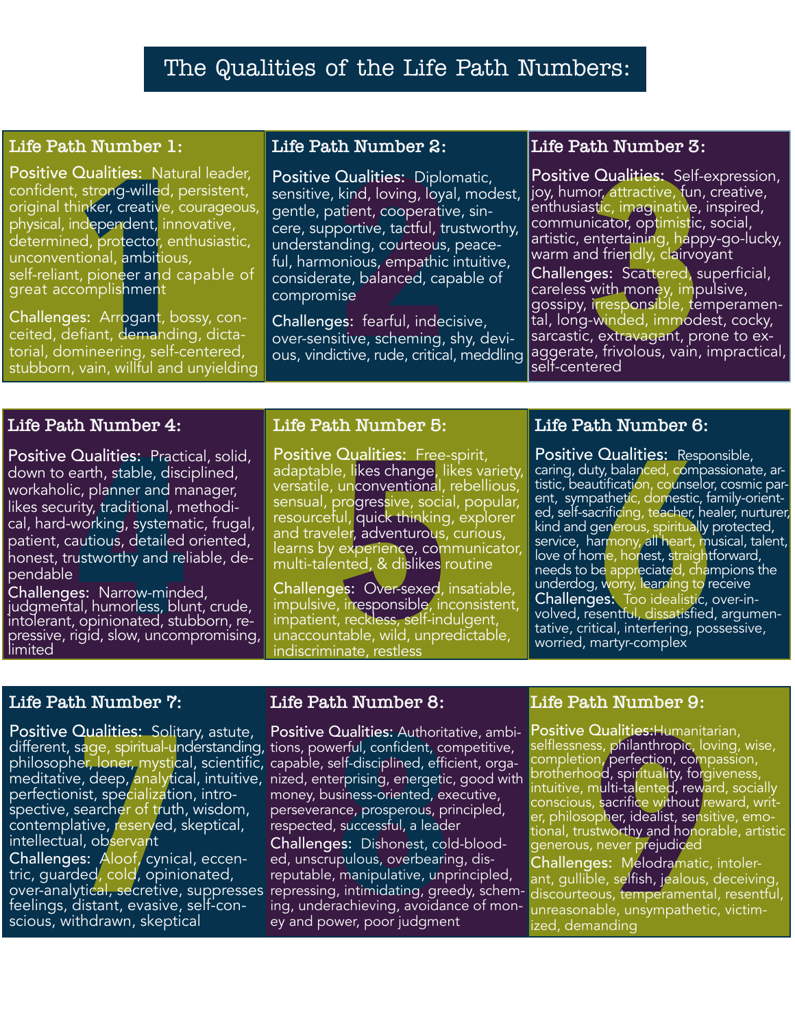# The Qualities of the Life Path Numbers:

## Life Path Number 1:

**Positive Qualities:** Natural leader, confident, strong-willed, persistent, original thinker, creative, courageous, physical, independent, innovative, determined, protector, enthusiastic, unconventional, ambitious, self-reliant, pioneer and capable of great accomplishment

**Challenges:** Arrogant, bossy, conceited, defiant, demanding, dictatorial, domineering, self-centered, stubborn, vain, willful and unyielding

## Life Path Number 2:

**Positive Qualities:** Diplomatic, sensitive, kind, loving, loyal, modest, gentle, patient, cooperative, sincere, supportive, tactful, trustworthy, understanding, courteous, peaceful, harmonious, empathic intuitive, considerate, balanced, capable of compromise

**Challenges:** fearful, indecisive, over-sensitive, scheming, shy, devious, vindictive, rude, critical, meddling

## Life Path Number 3:

**Positive Qualities:** Self-expression, joy, humor, attractive, fun, creative, enthusiastic, imaginative, inspired, communicator, optimistic, social, artistic, entertaining, happy-go-lucky, warm and friendly, clairvoyant

**Challenges:** Scattered, superficial, careless with money, impulsive, gossipy, irresponsible, temperamental, long-winded, immodest, cocky, sarcastic, extravagant, prone to exaggerate, frivolous, vain, impractical, self-centered

## Life Path Number 4:

**Positive Qualities:** Practical, solid, down to earth, stable, disciplined, workaholic, planner and manager, likes security, traditional, methodical, hard-working, systematic, frugal, patient, cautious, detailed oriented, honest, trustworthy and reliable, dependable

**Challenges:** Narrow-minded, judgmental, humorless, blunt, crude, intolerant, opinionated, stubborn, repressive, rigid, slow, uncompromising, limited

## Life Path Number 5:

**Positive Qualities:** Free-spirit, adaptable, likes change, likes variety, versatile, unconventional, rebellious, sensual, progressive, social, popular, resourceful, quick thinking, explorer and traveler, adventurous, curious, learns by experience, communicator, multi-talented, & dislikes routine

**Challenges:** Over-sexed, insatiable, impulsive, irresponsible, inconsistent, impatient, reckless, self-indulgent, unaccountable, wild, unpredictable, indiscriminate, restless

## Life Path Number 6:

**Positive Qualities:** Responsible, caring, duty, balanced, compassionate, artistic, beautification, counselor, cosmic parent, sympathetic, domestic, family-oriented, self-sacrificing, teacher, healer, nurturer, kind and generous, spiritually protected, service, harmony, all heart, musical, talent, love of home, honest, straightforward, needs to be appreciated, champions the underdog, worry, learning to receive

**Challenges:** Too idealistic, over-involved, resentful, dissatisfied, argumentative, critical, interfering, possessive, worried, martyr-complex

## Life Path Number 7:

**Positive Qualities:** Solitary, astute, different, sage, spiritual-understanding, philosopher, loner, mystical, scientific, meditative, deep, analytical, intuitive, perfectionist, specialization, introspective, searcher of truth, wisdom, contemplative, reserved, skeptical, intellectual, observant

**Challenges:** Aloof, cynical, eccentric, guarded, cold, opinionated, over-analytical, secretive, suppresses feelings, distant, evasive, self-conscious, withdrawn, skeptical

## Life Path Number 8:

**Positive Qualities:** Authoritative, ambitions, powerful, confident, competitive, capable, self-disciplined, efficient, organized, enterprising, energetic, good with money, business-oriented, executive, perseverance, prosperous, principled, respected, successful, a leader

**Challenges:** Dishonest, cold-blooded, unscrupulous, overbearing, disreputable, manipulative, unprincipled, repressing, intimidating, greedy, scheming, underachieving, avoidance of money and power, poor judgment

## Life Path Number 9:

**Positive Qualities:** Humanitarian, selflessness, philanthropic, loving, wise, completion, perfection, compassion, brotherhood, spirituality, forgiveness, intuitive, multi-talented, reward, socially conscious, sacrifice without reward, writer, philosopher, idealist, sensitive, emotional, trustworthy and honorable, artistic generous, never prejudiced

**Challenges:** Melodramatic, intolerant, gullible, selfish, jealous, deceiving, discourteous, temperamental, resentful, unreasonable, unsympathetic, victimized, demanding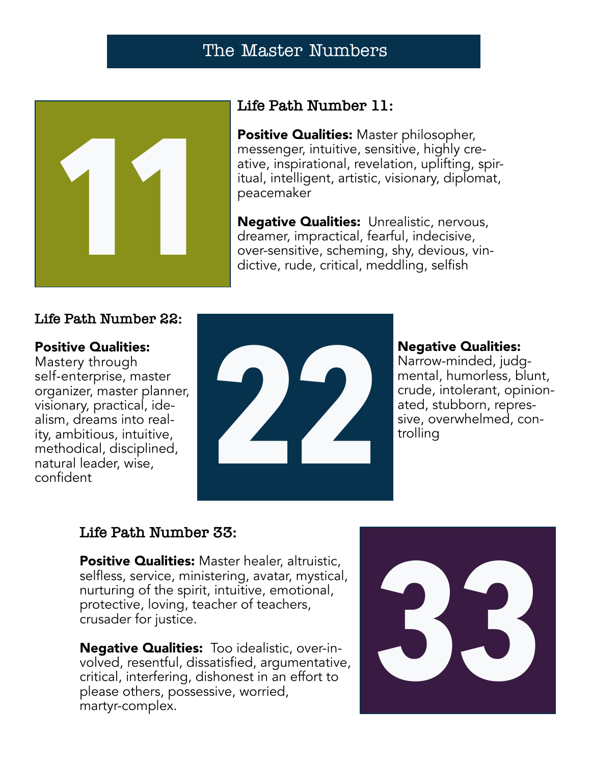# The Master Numbers

11

### Life Path Number 11:

**Positive Qualities:** Master philosopher, messenger, intuitive, sensitive, highly creative, inspirational, revelation, uplifting, spiritual, intelligent, artistic, visionary, diplomat, peacemaker

**Negative Qualities:** Unrealistic, nervous, dreamer, impractical, fearful, indecisive, over-sensitive, scheming, shy, devious, vindictive, rude, critical, meddling, selfish

### Life Path Number 22:

22

**Positive Qualities:** Mastery through self-enterprise, master organizer, master planner, visionary, practical, idealism, dreams into reality, ambitious, intuitive, methodical, disciplined, natural leader, wise, confident

**Negative Qualities:** Narrow-minded, judgmental, humorless, blunt, crude, intolerant, opinionated, stubborn, repressive, overwhelmed, controlling

### Life Path Number 33:

33

**Positive Qualities:** Master healer, altruistic, selfless, service, ministering, avatar, mystical, nurturing of the spirit, intuitive, emotional, protective, loving, teacher of teachers, crusader for justice.

**Negative Qualities:** Too idealistic, over-involved, resentful, dissatisfied, argumentative, critical, interfering, dishonest in an effort to please others, possessive, worried, martyr-complex.